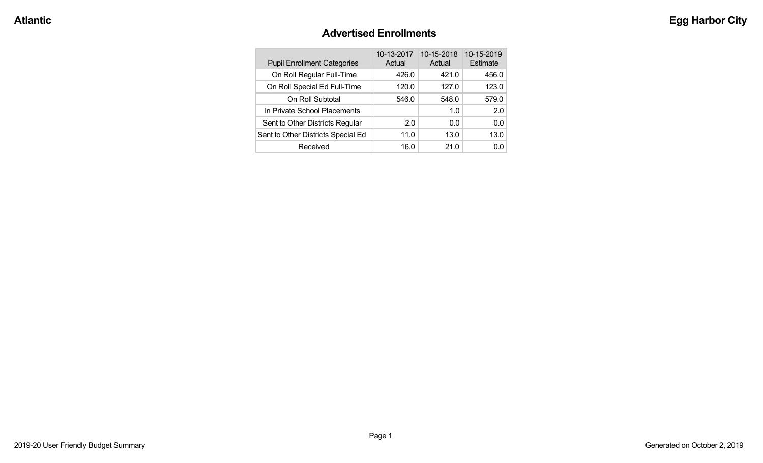**Atlantic** **Egg Harbor City**

## Advertised Enrollments

| Pupil Enrollment Categories | 10-13-2017 Actual | 10-15-2018 Actual | 10-15-2019 Estimate |
|---|---|---|---|
| On Roll Regular Full-Time | 426.0 | 421.0 | 456.0 |
| On Roll Special Ed Full-Time | 120.0 | 127.0 | 123.0 |
| On Roll Subtotal | 546.0 | 548.0 | 579.0 |
| In Private School Placements | | 1.0 | 2.0 |
| Sent to Other Districts Regular | 2.0 | 0.0 | 0.0 |
| Sent to Other Districts Special Ed | 11.0 | 13.0 | 13.0 |
| Received | 16.0 | 21.0 | 0.0 |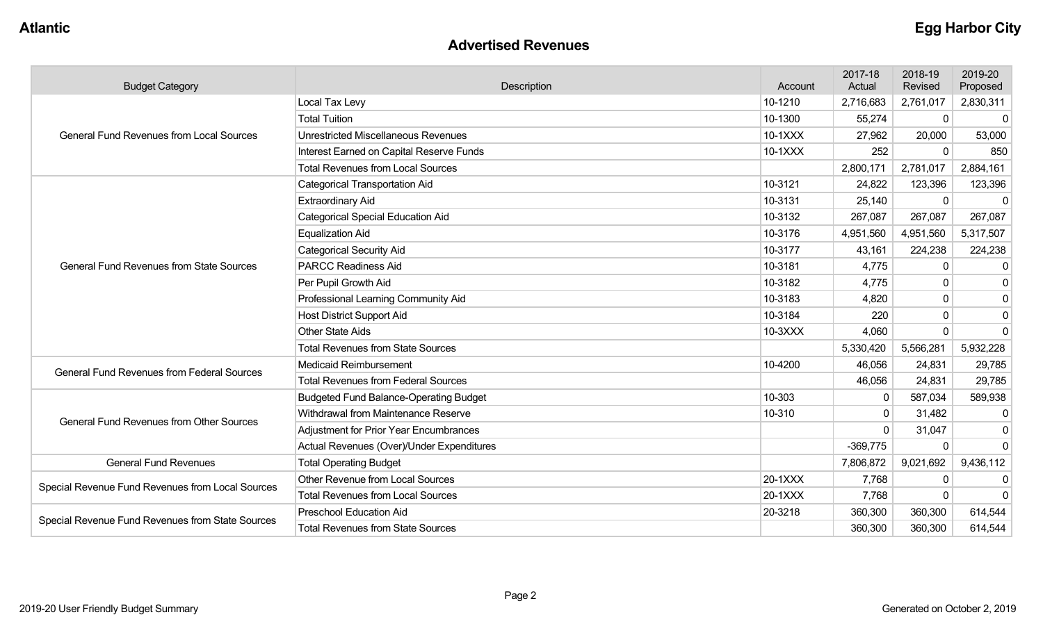# Advertised Revenues

| Budget Category | Description | Account | 2017-18 Actual | 2018-19 Revised | 2019-20 Proposed |
|---|---|---|---|---|---|
| General Fund Revenues from Local Sources | Local Tax Levy | 10-1210 | 2,716,683 | 2,761,017 | 2,830,311 |
| | Total Tuition | 10-1300 | 55,274 | 0 | 0 |
| | Unrestricted Miscellaneous Revenues | 10-1XXX | 27,962 | 20,000 | 53,000 |
| | Interest Earned on Capital Reserve Funds | 10-1XXX | 252 | 0 | 850 |
| | Total Revenues from Local Sources | | 2,800,171 | 2,781,017 | 2,884,161 |
| General Fund Revenues from State Sources | Categorical Transportation Aid | 10-3121 | 24,822 | 123,396 | 123,396 |
| | Extraordinary Aid | 10-3131 | 25,140 | 0 | 0 |
| | Categorical Special Education Aid | 10-3132 | 267,087 | 267,087 | 267,087 |
| | Equalization Aid | 10-3176 | 4,951,560 | 4,951,560 | 5,317,507 |
| | Categorical Security Aid | 10-3177 | 43,161 | 224,238 | 224,238 |
| | PARCC Readiness Aid | 10-3181 | 4,775 | 0 | 0 |
| | Per Pupil Growth Aid | 10-3182 | 4,775 | 0 | 0 |
| | Professional Learning Community Aid | 10-3183 | 4,820 | 0 | 0 |
| | Host District Support Aid | 10-3184 | 220 | 0 | 0 |
| | Other State Aids | 10-3XXX | 4,060 | 0 | 0 |
| | Total Revenues from State Sources | | 5,330,420 | 5,566,281 | 5,932,228 |
| General Fund Revenues from Federal Sources | Medicaid Reimbursement | 10-4200 | 46,056 | 24,831 | 29,785 |
| | Total Revenues from Federal Sources | | 46,056 | 24,831 | 29,785 |
| General Fund Revenues from Other Sources | Budgeted Fund Balance-Operating Budget | 10-303 | 0 | 587,034 | 589,938 |
| | Withdrawal from Maintenance Reserve | 10-310 | 0 | 31,482 | 0 |
| | Adjustment for Prior Year Encumbrances | | 0 | 31,047 | 0 |
| | Actual Revenues (Over)/Under Expenditures | | -369,775 | 0 | 0 |
| General Fund Revenues | Total Operating Budget | | 7,806,872 | 9,021,692 | 9,436,112 |
| Special Revenue Fund Revenues from Local Sources | Other Revenue from Local Sources | 20-1XXX | 7,768 | 0 | 0 |
| | Total Revenues from Local Sources | 20-1XXX | 7,768 | 0 | 0 |
| Special Revenue Fund Revenues from State Sources | Preschool Education Aid | 20-3218 | 360,300 | 360,300 | 614,544 |
| | Total Revenues from State Sources | | 360,300 | 360,300 | 614,544 |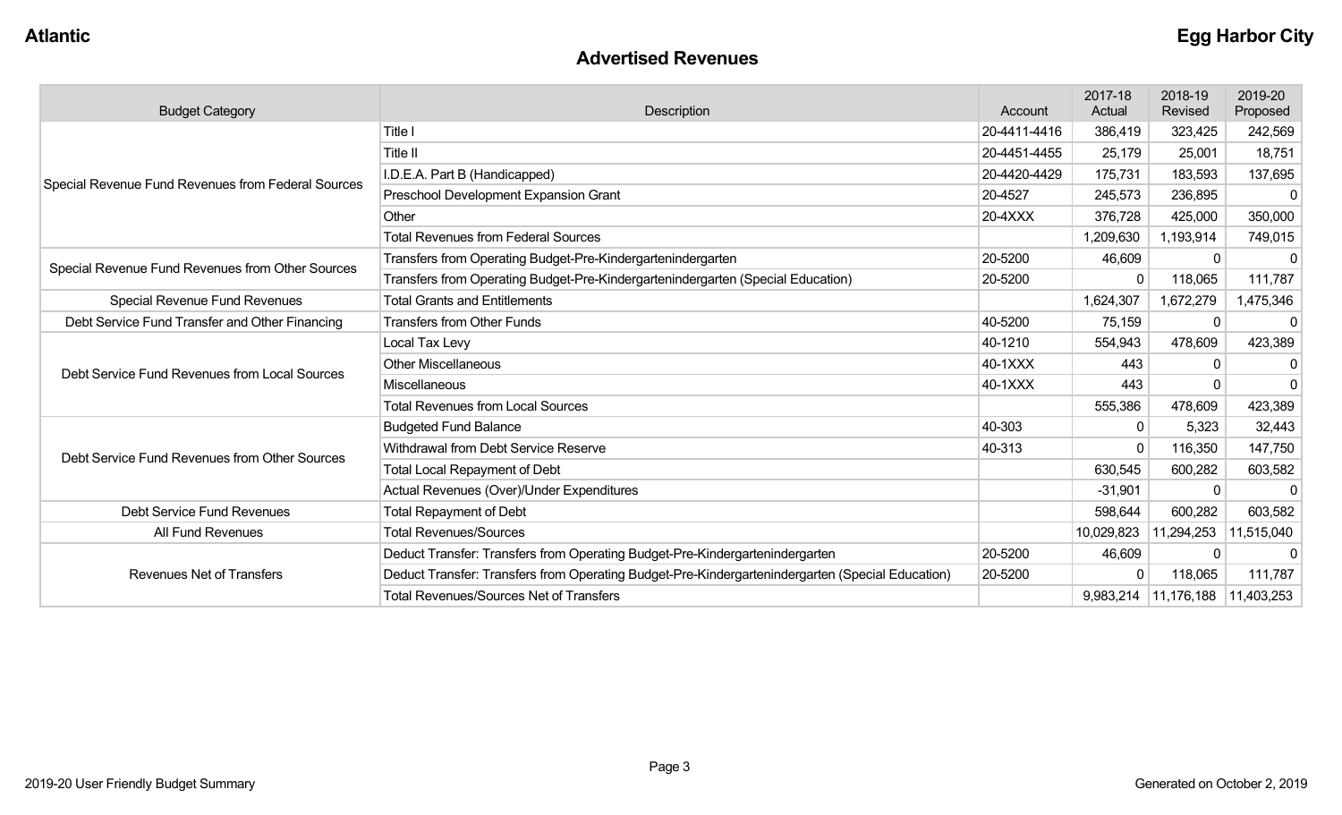**Atlantic** **Egg Harbor City**

## Advertised Revenues

| Budget Category | Description | Account | 2017-18 Actual | 2018-19 Revised | 2019-20 Proposed |
|---|---|---|---|---|---|
| Special Revenue Fund Revenues from Federal Sources | Title I | 20-4411-4416 | 386,419 | 323,425 | 242,569 |
| | Title II | 20-4451-4455 | 25,179 | 25,001 | 18,751 |
| | I.D.E.A. Part B (Handicapped) | 20-4420-4429 | 175,731 | 183,593 | 137,695 |
| | Preschool Development Expansion Grant | 20-4527 | 245,573 | 236,895 | 0 |
| | Other | 20-4XXX | 376,728 | 425,000 | 350,000 |
| | Total Revenues from Federal Sources | | 1,209,630 | 1,193,914 | 749,015 |
| Special Revenue Fund Revenues from Other Sources | Transfers from Operating Budget-Pre-Kindergartenindergarten | 20-5200 | 46,609 | 0 | 0 |
| | Transfers from Operating Budget-Pre-Kindergartenindergarten (Special Education) | 20-5200 | 0 | 118,065 | 111,787 |
| Special Revenue Fund Revenues | Total Grants and Entitlements | | 1,624,307 | 1,672,279 | 1,475,346 |
| Debt Service Fund Transfer and Other Financing | Transfers from Other Funds | 40-5200 | 75,159 | 0 | 0 |
| Debt Service Fund Revenues from Local Sources | Local Tax Levy | 40-1210 | 554,943 | 478,609 | 423,389 |
| | Other Miscellaneous | 40-1XXX | 443 | 0 | 0 |
| | Miscellaneous | 40-1XXX | 443 | 0 | 0 |
| | Total Revenues from Local Sources | | 555,386 | 478,609 | 423,389 |
| Debt Service Fund Revenues from Other Sources | Budgeted Fund Balance | 40-303 | 0 | 5,323 | 32,443 |
| | Withdrawal from Debt Service Reserve | 40-313 | 0 | 116,350 | 147,750 |
| | Total Local Repayment of Debt | | 630,545 | 600,282 | 603,582 |
| | Actual Revenues (Over)/Under Expenditures | | -31,901 | 0 | 0 |
| Debt Service Fund Revenues | Total Repayment of Debt | | 598,644 | 600,282 | 603,582 |
| All Fund Revenues | Total Revenues/Sources | | 10,029,823 | 11,294,253 | 11,515,040 |
| Revenues Net of Transfers | Deduct Transfer: Transfers from Operating Budget-Pre-Kindergartenindergarten | 20-5200 | 46,609 | 0 | 0 |
| | Deduct Transfer: Transfers from Operating Budget-Pre-Kindergartenindergarten (Special Education) | 20-5200 | 0 | 118,065 | 111,787 |
| | Total Revenues/Sources Net of Transfers | | 9,983,214 | 11,176,188 | 11,403,253 |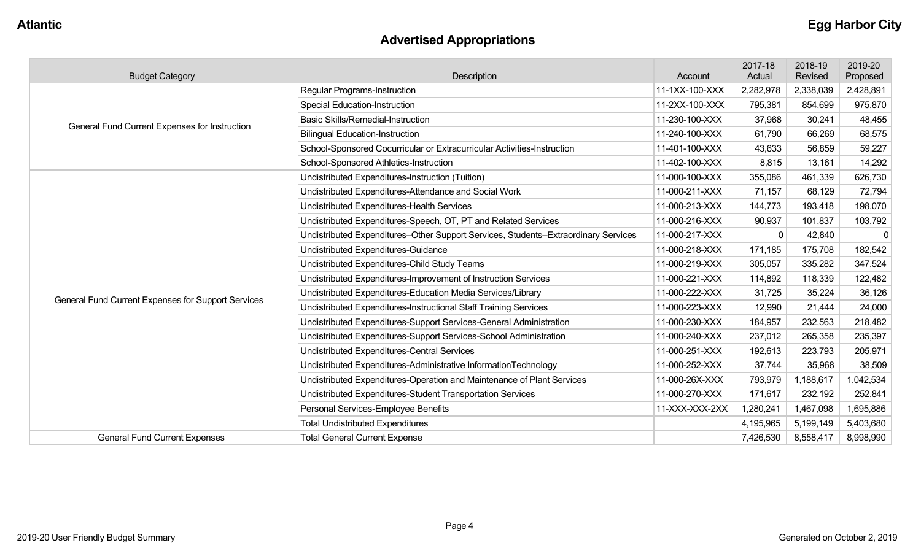**Atlantic** **Egg Harbor City**

# Advertised Appropriations

| Budget Category | Description | Account | 2017-18 Actual | 2018-19 Revised | 2019-20 Proposed |
|---|---|---|---|---|---|
| General Fund Current Expenses for Instruction | Regular Programs-Instruction | 11-1XX-100-XXX | 2,282,978 | 2,338,039 | 2,428,891 |
| | Special Education-Instruction | 11-2XX-100-XXX | 795,381 | 854,699 | 975,870 |
| | Basic Skills/Remedial-Instruction | 11-230-100-XXX | 37,968 | 30,241 | 48,455 |
| | Bilingual Education-Instruction | 11-240-100-XXX | 61,790 | 66,269 | 68,575 |
| | School-Sponsored Cocurricular or Extracurricular Activities-Instruction | 11-401-100-XXX | 43,633 | 56,859 | 59,227 |
| | School-Sponsored Athletics-Instruction | 11-402-100-XXX | 8,815 | 13,161 | 14,292 |
| General Fund Current Expenses for Support Services | Undistributed Expenditures-Instruction (Tuition) | 11-000-100-XXX | 355,086 | 461,339 | 626,730 |
| | Undistributed Expenditures-Attendance and Social Work | 11-000-211-XXX | 71,157 | 68,129 | 72,794 |
| | Undistributed Expenditures-Health Services | 11-000-213-XXX | 144,773 | 193,418 | 198,070 |
| | Undistributed Expenditures-Speech, OT, PT and Related Services | 11-000-216-XXX | 90,937 | 101,837 | 103,792 |
| | Undistributed Expenditures–Other Support Services, Students–Extraordinary Services | 11-000-217-XXX | 0 | 42,840 | 0 |
| | Undistributed Expenditures-Guidance | 11-000-218-XXX | 171,185 | 175,708 | 182,542 |
| | Undistributed Expenditures-Child Study Teams | 11-000-219-XXX | 305,057 | 335,282 | 347,524 |
| | Undistributed Expenditures-Improvement of Instruction Services | 11-000-221-XXX | 114,892 | 118,339 | 122,482 |
| | Undistributed Expenditures-Education Media Services/Library | 11-000-222-XXX | 31,725 | 35,224 | 36,126 |
| | Undistributed Expenditures-Instructional Staff Training Services | 11-000-223-XXX | 12,990 | 21,444 | 24,000 |
| | Undistributed Expenditures-Support Services-General Administration | 11-000-230-XXX | 184,957 | 232,563 | 218,482 |
| | Undistributed Expenditures-Support Services-School Administration | 11-000-240-XXX | 237,012 | 265,358 | 235,397 |
| | Undistributed Expenditures-Central Services | 11-000-251-XXX | 192,613 | 223,793 | 205,971 |
| | Undistributed Expenditures-Administrative InformationTechnology | 11-000-252-XXX | 37,744 | 35,968 | 38,509 |
| | Undistributed Expenditures-Operation and Maintenance of Plant Services | 11-000-26X-XXX | 793,979 | 1,188,617 | 1,042,534 |
| | Undistributed Expenditures-Student Transportation Services | 11-000-270-XXX | 171,617 | 232,192 | 252,841 |
| | Personal Services-Employee Benefits | 11-XXX-XXX-2XX | 1,280,241 | 1,467,098 | 1,695,886 |
| | Total Undistributed Expenditures | | 4,195,965 | 5,199,149 | 5,403,680 |
| General Fund Current Expenses | Total General Current Expense | | 7,426,530 | 8,558,417 | 8,998,990 |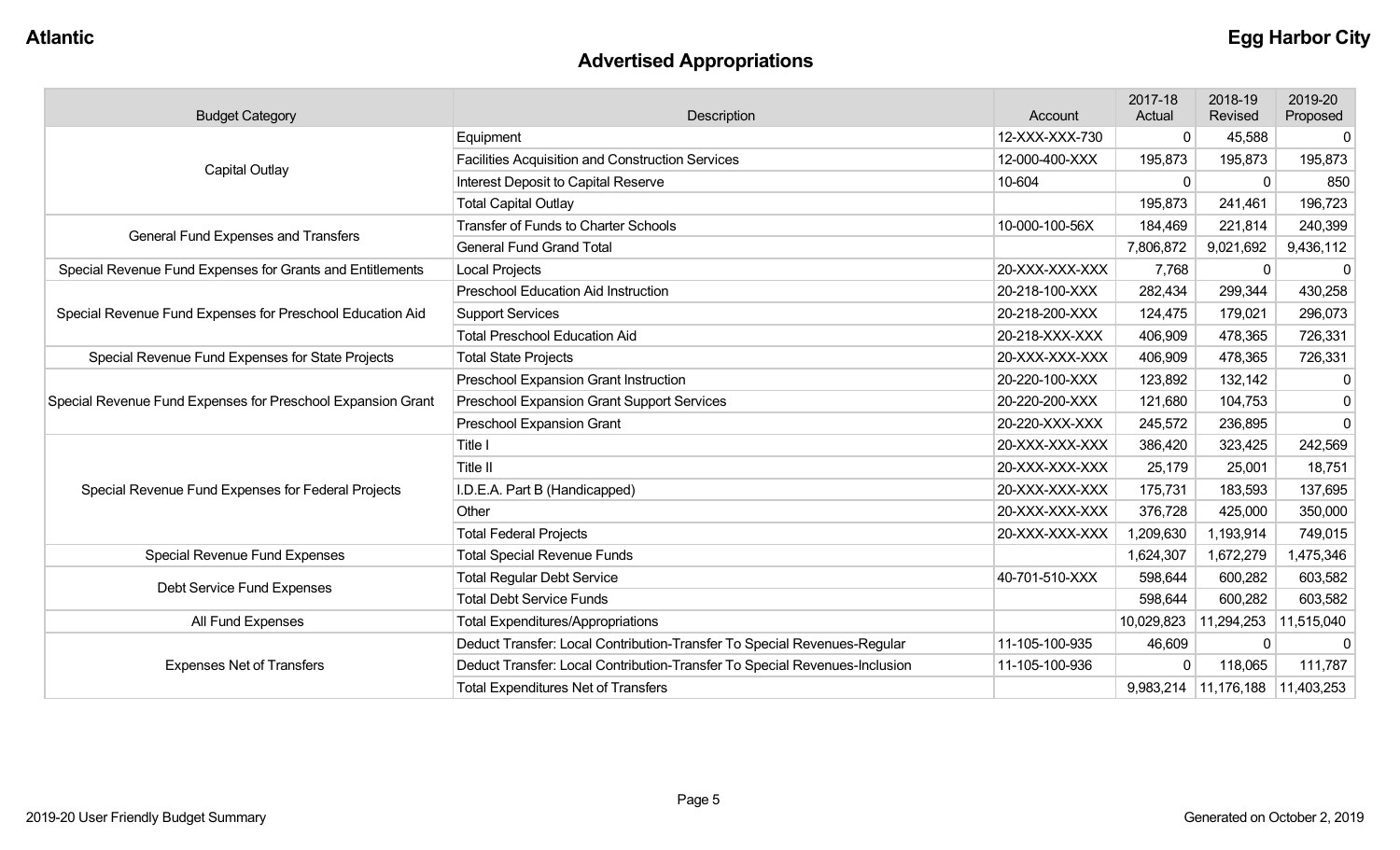## Advertised Appropriations

| Budget Category | Description | Account | 2017-18 Actual | 2018-19 Revised | 2019-20 Proposed |
|---|---|---|---|---|---|
| Capital Outlay | Equipment | 12-XXX-XXX-730 | 0 | 45,588 | 0 |
| | Facilities Acquisition and Construction Services | 12-000-400-XXX | 195,873 | 195,873 | 195,873 |
| | Interest Deposit to Capital Reserve | 10-604 | 0 | 0 | 850 |
| | Total Capital Outlay | | 195,873 | 241,461 | 196,723 |
| General Fund Expenses and Transfers | Transfer of Funds to Charter Schools | 10-000-100-56X | 184,469 | 221,814 | 240,399 |
| | General Fund Grand Total | | 7,806,872 | 9,021,692 | 9,436,112 |
| Special Revenue Fund Expenses for Grants and Entitlements | Local Projects | 20-XXX-XXX-XXX | 7,768 | 0 | 0 |
| Special Revenue Fund Expenses for Preschool Education Aid | Preschool Education Aid Instruction | 20-218-100-XXX | 282,434 | 299,344 | 430,258 |
| | Support Services | 20-218-200-XXX | 124,475 | 179,021 | 296,073 |
| | Total Preschool Education Aid | 20-218-XXX-XXX | 406,909 | 478,365 | 726,331 |
| Special Revenue Fund Expenses for State Projects | Total State Projects | 20-XXX-XXX-XXX | 406,909 | 478,365 | 726,331 |
| Special Revenue Fund Expenses for Preschool Expansion Grant | Preschool Expansion Grant Instruction | 20-220-100-XXX | 123,892 | 132,142 | 0 |
| | Preschool Expansion Grant Support Services | 20-220-200-XXX | 121,680 | 104,753 | 0 |
| | Preschool Expansion Grant | 20-220-XXX-XXX | 245,572 | 236,895 | 0 |
| Special Revenue Fund Expenses for Federal Projects | Title I | 20-XXX-XXX-XXX | 386,420 | 323,425 | 242,569 |
| | Title II | 20-XXX-XXX-XXX | 25,179 | 25,001 | 18,751 |
| | I.D.E.A. Part B (Handicapped) | 20-XXX-XXX-XXX | 175,731 | 183,593 | 137,695 |
| | Other | 20-XXX-XXX-XXX | 376,728 | 425,000 | 350,000 |
| | Total Federal Projects | 20-XXX-XXX-XXX | 1,209,630 | 1,193,914 | 749,015 |
| Special Revenue Fund Expenses | Total Special Revenue Funds | | 1,624,307 | 1,672,279 | 1,475,346 |
| Debt Service Fund Expenses | Total Regular Debt Service | 40-701-510-XXX | 598,644 | 600,282 | 603,582 |
| | Total Debt Service Funds | | 598,644 | 600,282 | 603,582 |
| All Fund Expenses | Total Expenditures/Appropriations | | 10,029,823 | 11,294,253 | 11,515,040 |
| Expenses Net of Transfers | Deduct Transfer: Local Contribution-Transfer To Special Revenues-Regular | 11-105-100-935 | 46,609 | 0 | 0 |
| | Deduct Transfer: Local Contribution-Transfer To Special Revenues-Inclusion | 11-105-100-936 | 0 | 118,065 | 111,787 |
| | Total Expenditures Net of Transfers | | 9,983,214 | 11,176,188 | 11,403,253 |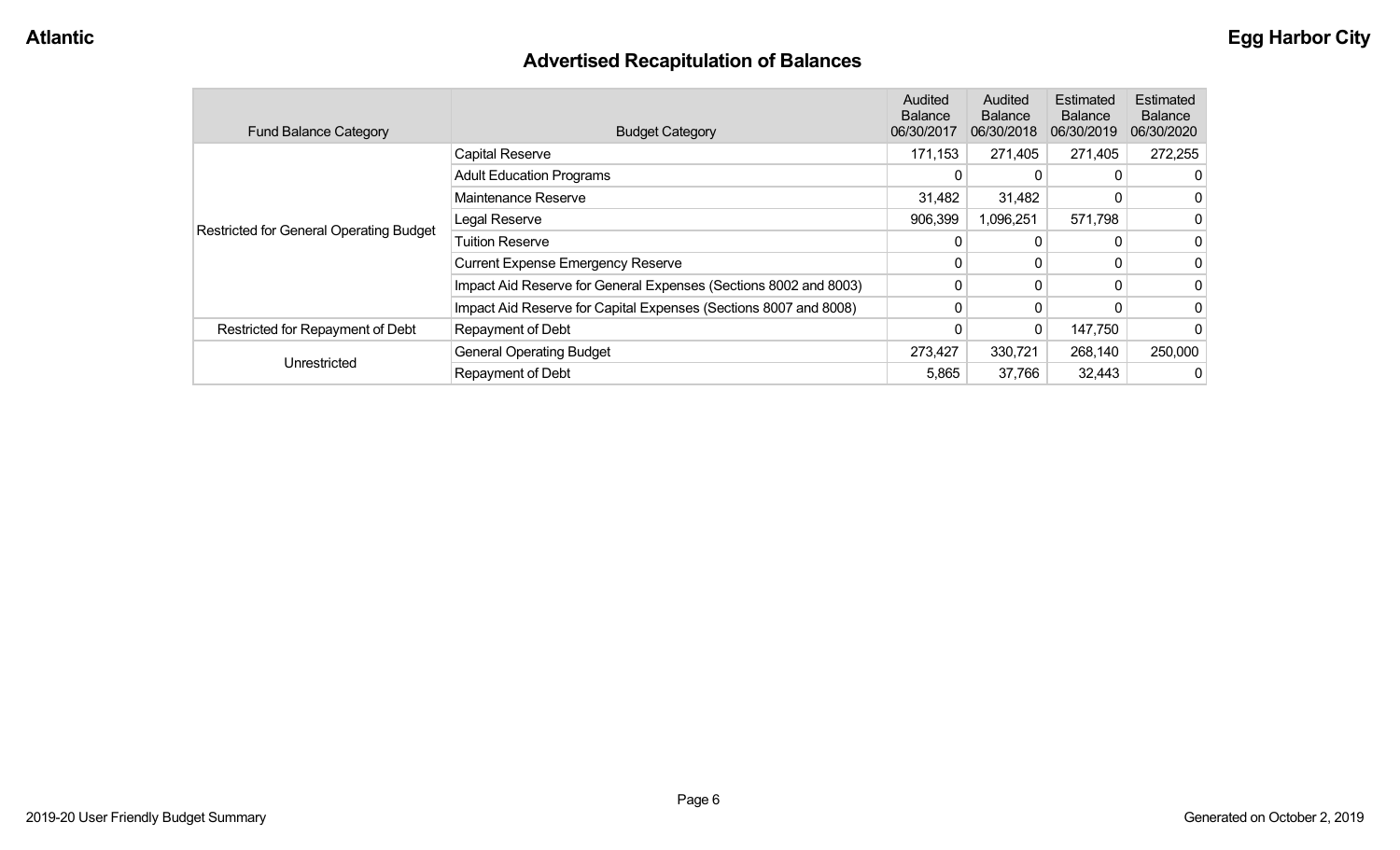# Advertised Recapitulation of Balances

| Fund Balance Category | Budget Category | Audited Balance 06/30/2017 | Audited Balance 06/30/2018 | Estimated Balance 06/30/2019 | Estimated Balance 06/30/2020 |
|---|---|---|---|---|---|
| Restricted for General Operating Budget | Capital Reserve | 171,153 | 271,405 | 271,405 | 272,255 |
| | Adult Education Programs | 0 | 0 | 0 | 0 |
| | Maintenance Reserve | 31,482 | 31,482 | 0 | 0 |
| | Legal Reserve | 906,399 | 1,096,251 | 571,798 | 0 |
| | Tuition Reserve | 0 | 0 | 0 | 0 |
| | Current Expense Emergency Reserve | 0 | 0 | 0 | 0 |
| | Impact Aid Reserve for General Expenses (Sections 8002 and 8003) | 0 | 0 | 0 | 0 |
| | Impact Aid Reserve for Capital Expenses (Sections 8007 and 8008) | 0 | 0 | 0 | 0 |
| Restricted for Repayment of Debt | Repayment of Debt | 0 | 0 | 147,750 | 0 |
| Unrestricted | General Operating Budget | 273,427 | 330,721 | 268,140 | 250,000 |
| | Repayment of Debt | 5,865 | 37,766 | 32,443 | 0 |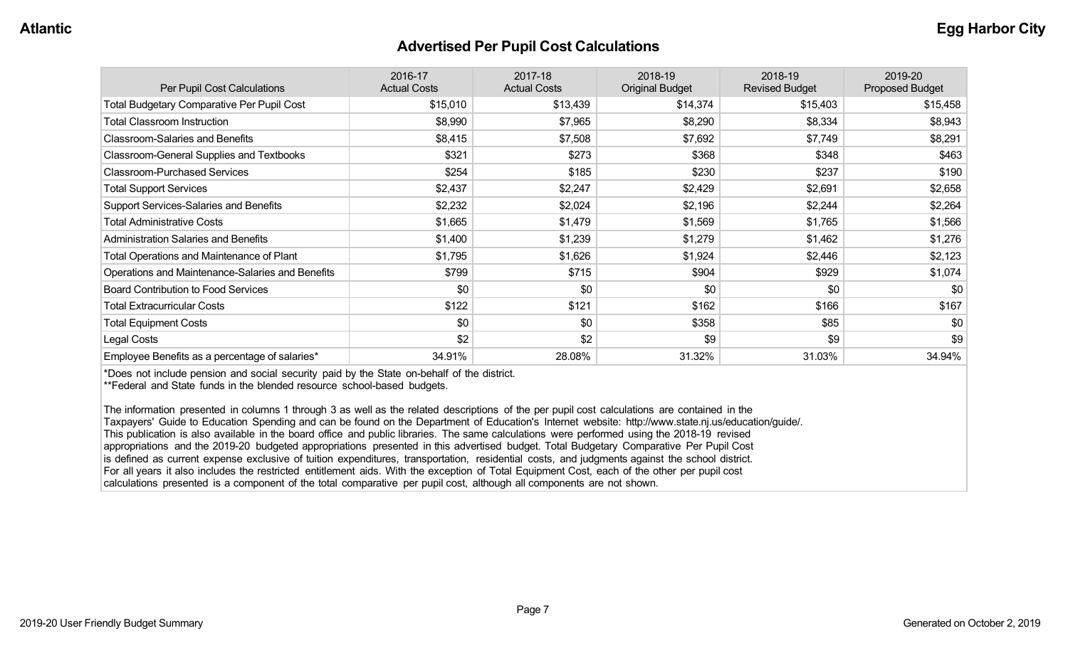## Advertised Per Pupil Cost Calculations

| Per Pupil Cost Calculations | 2016-17 Actual Costs | 2017-18 Actual Costs | 2018-19 Original Budget | 2018-19 Revised Budget | 2019-20 Proposed Budget |
|---|---|---|---|---|---|
| Total Budgetary Comparative Per Pupil Cost | $15,010 | $13,439 | $14,374 | $15,403 | $15,458 |
| Total Classroom Instruction | $8,990 | $7,965 | $8,290 | $8,334 | $8,943 |
| Classroom-Salaries and Benefits | $8,415 | $7,508 | $7,692 | $7,749 | $8,291 |
| Classroom-General Supplies and Textbooks | $321 | $273 | $368 | $348 | $463 |
| Classroom-Purchased Services | $254 | $185 | $230 | $237 | $190 |
| Total Support Services | $2,437 | $2,247 | $2,429 | $2,691 | $2,658 |
| Support Services-Salaries and Benefits | $2,232 | $2,024 | $2,196 | $2,244 | $2,264 |
| Total Administrative Costs | $1,665 | $1,479 | $1,569 | $1,765 | $1,566 |
| Administration Salaries and Benefits | $1,400 | $1,239 | $1,279 | $1,462 | $1,276 |
| Total Operations and Maintenance of Plant | $1,795 | $1,626 | $1,924 | $2,446 | $2,123 |
| Operations and Maintenance-Salaries and Benefits | $799 | $715 | $904 | $929 | $1,074 |
| Board Contribution to Food Services | $0 | $0 | $0 | $0 | $0 |
| Total Extracurricular Costs | $122 | $121 | $162 | $166 | $167 |
| Total Equipment Costs | $0 | $0 | $358 | $85 | $0 |
| Legal Costs | $2 | $2 | $9 | $9 | $9 |
| Employee Benefits as a percentage of salaries* | 34.91% | 28.08% | 31.32% | 31.03% | 34.94% |

*Does not include pension and social security paid by the State on-behalf of the district.

**Federal and State funds in the blended resource school-based budgets.

The information presented in columns 1 through 3 as well as the related descriptions of the per pupil cost calculations are contained in the Taxpayers' Guide to Education Spending and can be found on the Department of Education's Internet website: http://www.state.nj.us/education/guide/. This publication is also available in the board office and public libraries. The same calculations were performed using the 2018-19 revised appropriations and the 2019-20 budgeted appropriations presented in this advertised budget. Total Budgetary Comparative Per Pupil Cost is defined as current expense exclusive of tuition expenditures, transportation, residential costs, and judgments against the school district. For all years it also includes the restricted entitlement aids. With the exception of Total Equipment Cost, each of the other per pupil cost calculations presented is a component of the total comparative per pupil cost, although all components are not shown.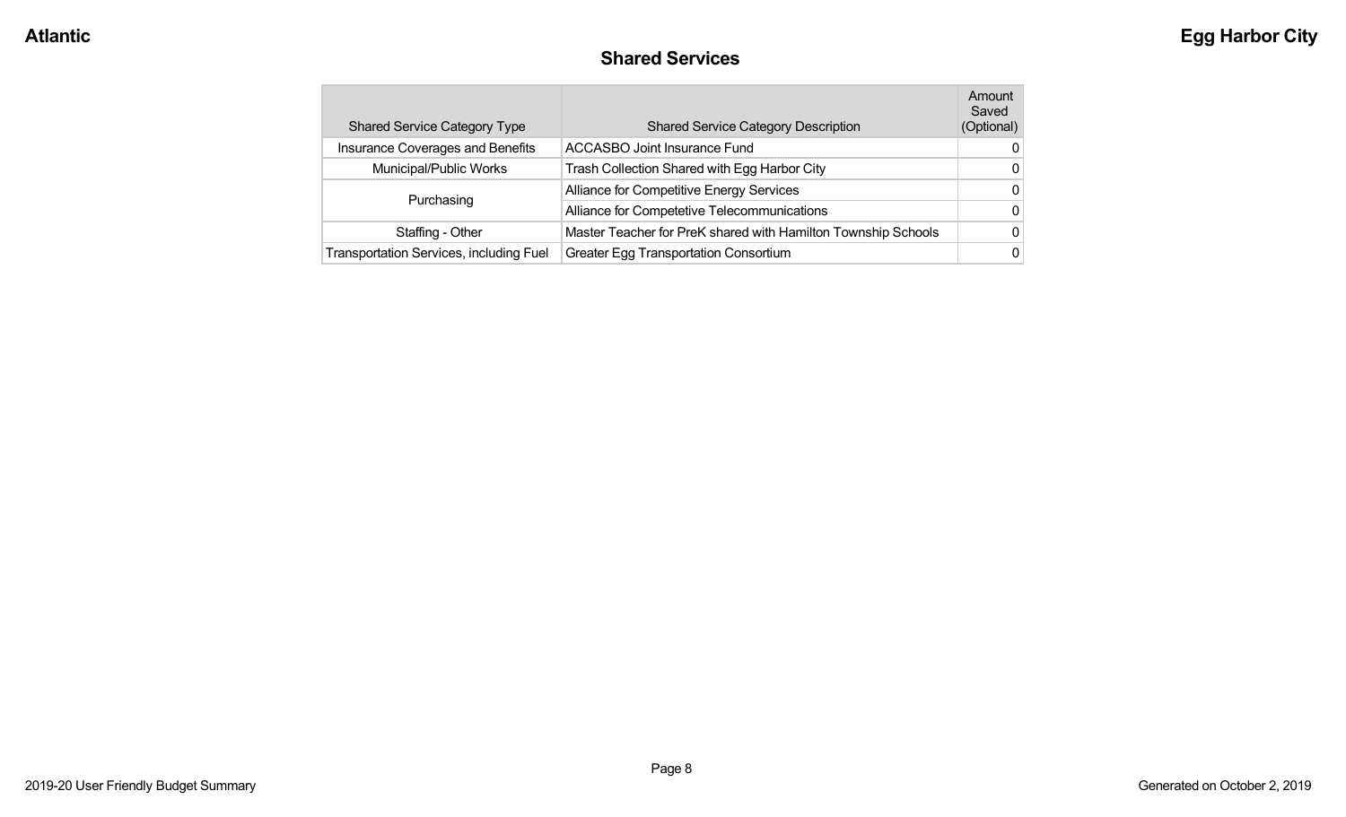## Shared Services

| Shared Service Category Type | Shared Service Category Description | Amount Saved (Optional) |
|---|---|---|
| Insurance Coverages and Benefits | ACCASBO Joint Insurance Fund | 0 |
| Municipal/Public Works | Trash Collection Shared with Egg Harbor City | 0 |
| Purchasing | Alliance for Competitive Energy Services | 0 |
| | Alliance for Competetive Telecommunications | 0 |
| Staffing - Other | Master Teacher for PreK shared with Hamilton Township Schools | 0 |
| Transportation Services, including Fuel | Greater Egg Transportation Consortium | 0 |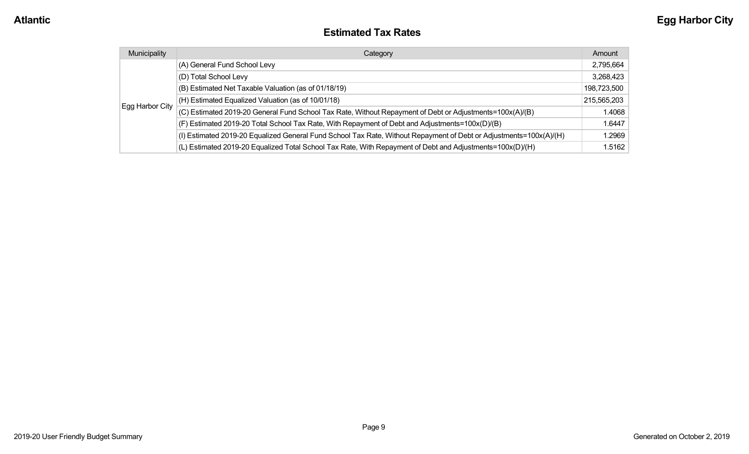## Estimated Tax Rates

| Municipality | Category | Amount |
|---|---|---|
| Egg Harbor City | (A) General Fund School Levy | 2,795,664 |
| | (D) Total School Levy | 3,268,423 |
| | (B) Estimated Net Taxable Valuation (as of 01/18/19) | 198,723,500 |
| | (H) Estimated Equalized Valuation (as of 10/01/18) | 215,565,203 |
| | (C) Estimated 2019-20 General Fund School Tax Rate, Without Repayment of Debt or Adjustments=100x(A)/(B) | 1.4068 |
| | (F) Estimated 2019-20 Total School Tax Rate, With Repayment of Debt and Adjustments=100x(D)/(B) | 1.6447 |
| | (I) Estimated 2019-20 Equalized General Fund School Tax Rate, Without Repayment of Debt or Adjustments=100x(A)/(H) | 1.2969 |
| | (L) Estimated 2019-20 Equalized Total School Tax Rate, With Repayment of Debt and Adjustments=100x(D)/(H) | 1.5162 |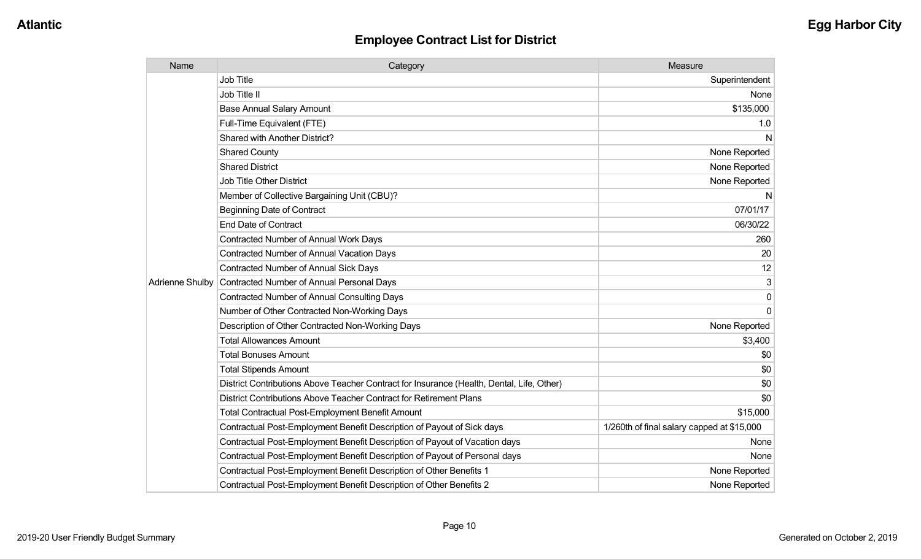## Employee Contract List for District

| Name | Category | Measure |
|---|---|---|
| Adrienne Shulby | Job Title | Superintendent |
| | Job Title II | None |
| | Base Annual Salary Amount | $135,000 |
| | Full-Time Equivalent (FTE) | 1.0 |
| | Shared with Another District? | N |
| | Shared County | None Reported |
| | Shared District | None Reported |
| | Job Title Other District | None Reported |
| | Member of Collective Bargaining Unit (CBU)? | N |
| | Beginning Date of Contract | 07/01/17 |
| | End Date of Contract | 06/30/22 |
| | Contracted Number of Annual Work Days | 260 |
| | Contracted Number of Annual Vacation Days | 20 |
| | Contracted Number of Annual Sick Days | 12 |
| | Contracted Number of Annual Personal Days | 3 |
| | Contracted Number of Annual Consulting Days | 0 |
| | Number of Other Contracted Non-Working Days | 0 |
| | Description of Other Contracted Non-Working Days | None Reported |
| | Total Allowances Amount | $3,400 |
| | Total Bonuses Amount | $0 |
| | Total Stipends Amount | $0 |
| | District Contributions Above Teacher Contract for Insurance (Health, Dental, Life, Other) | $0 |
| | District Contributions Above Teacher Contract for Retirement Plans | $0 |
| | Total Contractual Post-Employment Benefit Amount | $15,000 |
| | Contractual Post-Employment Benefit Description of Payout of Sick days | 1/260th of final salary capped at $15,000 |
| | Contractual Post-Employment Benefit Description of Payout of Vacation days | None |
| | Contractual Post-Employment Benefit Description of Payout of Personal days | None |
| | Contractual Post-Employment Benefit Description of Other Benefits 1 | None Reported |
| | Contractual Post-Employment Benefit Description of Other Benefits 2 | None Reported |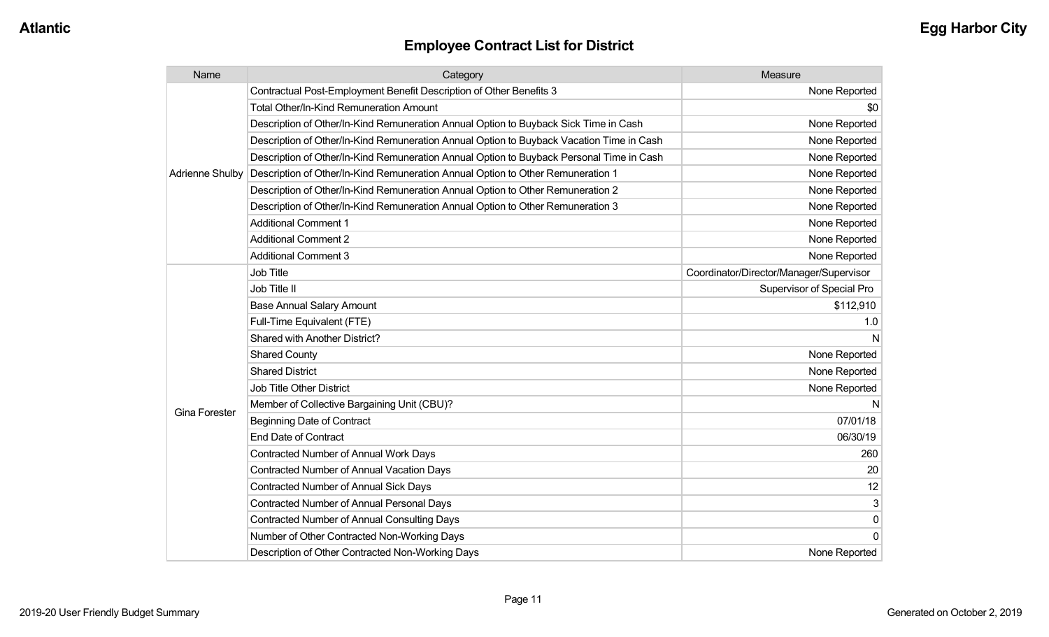## Employee Contract List for District

| Name | Category | Measure |
| --- | --- | --- |
| Adrienne Shulby | Contractual Post-Employment Benefit Description of Other Benefits 3 | None Reported |
| | Total Other/In-Kind Remuneration Amount | $0 |
| | Description of Other/In-Kind Remuneration Annual Option to Buyback Sick Time in Cash | None Reported |
| | Description of Other/In-Kind Remuneration Annual Option to Buyback Vacation Time in Cash | None Reported |
| | Description of Other/In-Kind Remuneration Annual Option to Buyback Personal Time in Cash | None Reported |
| | Description of Other/In-Kind Remuneration Annual Option to Other Remuneration 1 | None Reported |
| | Description of Other/In-Kind Remuneration Annual Option to Other Remuneration 2 | None Reported |
| | Description of Other/In-Kind Remuneration Annual Option to Other Remuneration 3 | None Reported |
| | Additional Comment 1 | None Reported |
| | Additional Comment 2 | None Reported |
| | Additional Comment 3 | None Reported |
| Gina Forester | Job Title | Coordinator/Director/Manager/Supervisor |
| | Job Title II | Supervisor of Special Pro |
| | Base Annual Salary Amount | $112,910 |
| | Full-Time Equivalent (FTE) | 1.0 |
| | Shared with Another District? | N |
| | Shared County | None Reported |
| | Shared District | None Reported |
| | Job Title Other District | None Reported |
| | Member of Collective Bargaining Unit (CBU)? | N |
| | Beginning Date of Contract | 07/01/18 |
| | End Date of Contract | 06/30/19 |
| | Contracted Number of Annual Work Days | 260 |
| | Contracted Number of Annual Vacation Days | 20 |
| | Contracted Number of Annual Sick Days | 12 |
| | Contracted Number of Annual Personal Days | 3 |
| | Contracted Number of Annual Consulting Days | 0 |
| | Number of Other Contracted Non-Working Days | 0 |
| | Description of Other Contracted Non-Working Days | None Reported |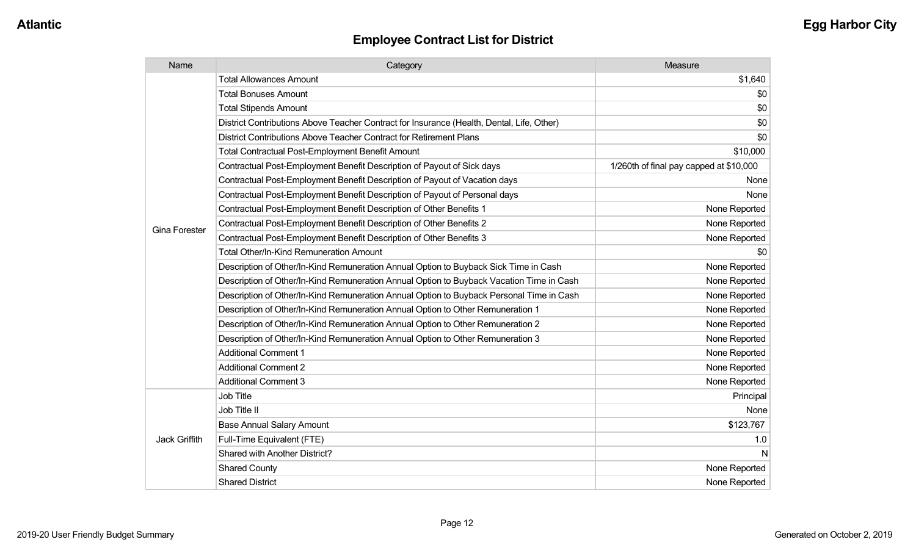## Employee Contract List for District

| Name | Category | Measure |
| --- | --- | --- |
| Gina Forester | Total Allowances Amount | $1,640 |
| | Total Bonuses Amount | $0 |
| | Total Stipends Amount | $0 |
| | District Contributions Above Teacher Contract for Insurance (Health, Dental, Life, Other) | $0 |
| | District Contributions Above Teacher Contract for Retirement Plans | $0 |
| | Total Contractual Post-Employment Benefit Amount | $10,000 |
| | Contractual Post-Employment Benefit Description of Payout of Sick days | 1/260th of final pay capped at $10,000 |
| | Contractual Post-Employment Benefit Description of Payout of Vacation days | None |
| | Contractual Post-Employment Benefit Description of Payout of Personal days | None |
| | Contractual Post-Employment Benefit Description of Other Benefits 1 | None Reported |
| | Contractual Post-Employment Benefit Description of Other Benefits 2 | None Reported |
| | Contractual Post-Employment Benefit Description of Other Benefits 3 | None Reported |
| | Total Other/In-Kind Remuneration Amount | $0 |
| | Description of Other/In-Kind Remuneration Annual Option to Buyback Sick Time in Cash | None Reported |
| | Description of Other/In-Kind Remuneration Annual Option to Buyback Vacation Time in Cash | None Reported |
| | Description of Other/In-Kind Remuneration Annual Option to Buyback Personal Time in Cash | None Reported |
| | Description of Other/In-Kind Remuneration Annual Option to Other Remuneration 1 | None Reported |
| | Description of Other/In-Kind Remuneration Annual Option to Other Remuneration 2 | None Reported |
| | Description of Other/In-Kind Remuneration Annual Option to Other Remuneration 3 | None Reported |
| | Additional Comment 1 | None Reported |
| | Additional Comment 2 | None Reported |
| | Additional Comment 3 | None Reported |
| Jack Griffith | Job Title | Principal |
| | Job Title II | None |
| | Base Annual Salary Amount | $123,767 |
| | Full-Time Equivalent (FTE) | 1.0 |
| | Shared with Another District? | N |
| | Shared County | None Reported |
| | Shared District | None Reported |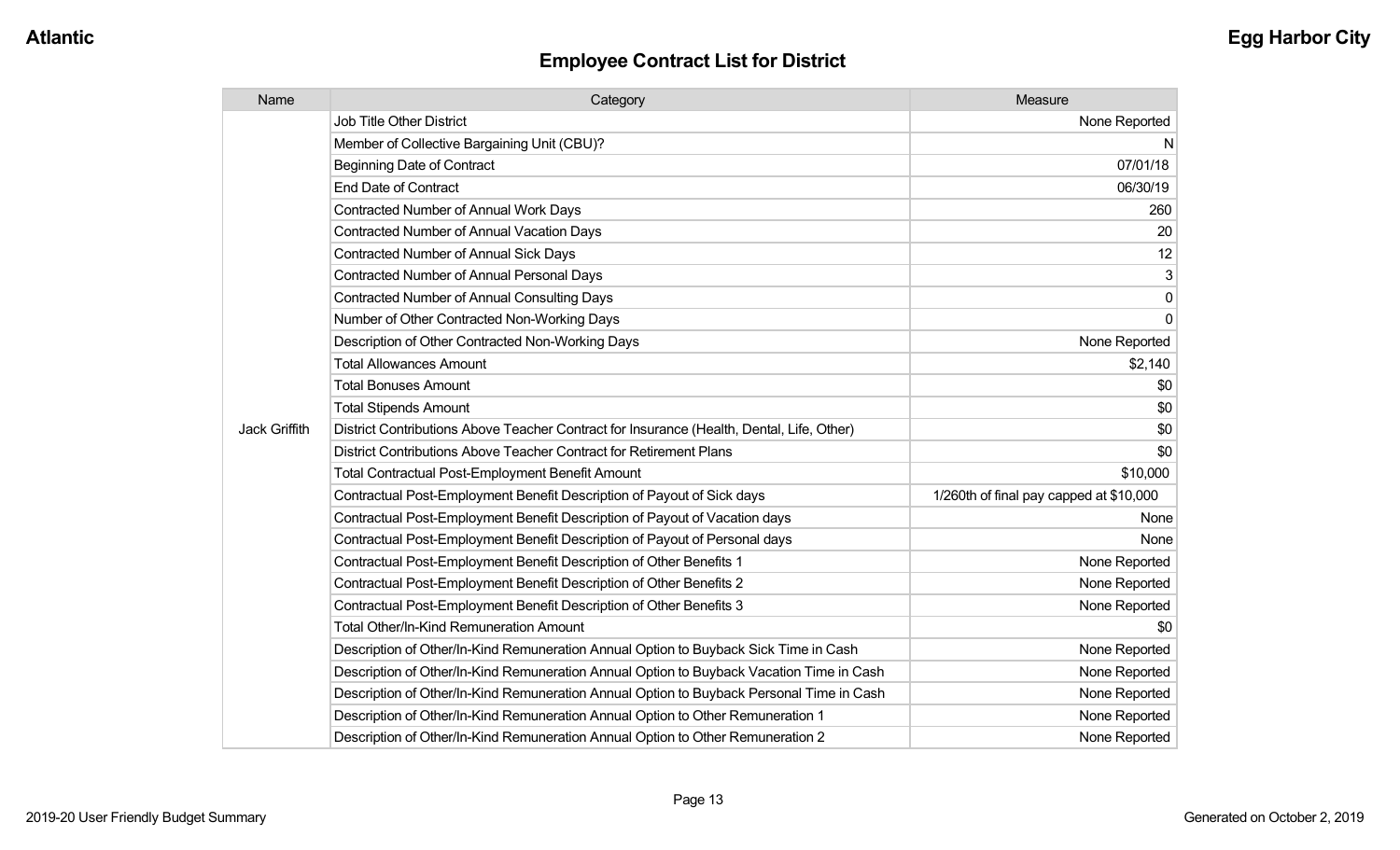## Employee Contract List for District

| Name | Category | Measure |
|---|---|---|
| Jack Griffith | Job Title Other District | None Reported |
| | Member of Collective Bargaining Unit (CBU)? | N |
| | Beginning Date of Contract | 07/01/18 |
| | End Date of Contract | 06/30/19 |
| | Contracted Number of Annual Work Days | 260 |
| | Contracted Number of Annual Vacation Days | 20 |
| | Contracted Number of Annual Sick Days | 12 |
| | Contracted Number of Annual Personal Days | 3 |
| | Contracted Number of Annual Consulting Days | 0 |
| | Number of Other Contracted Non-Working Days | 0 |
| | Description of Other Contracted Non-Working Days | None Reported |
| | Total Allowances Amount | $2,140 |
| | Total Bonuses Amount | $0 |
| | Total Stipends Amount | $0 |
| | District Contributions Above Teacher Contract for Insurance (Health, Dental, Life, Other) | $0 |
| | District Contributions Above Teacher Contract for Retirement Plans | $0 |
| | Total Contractual Post-Employment Benefit Amount | $10,000 |
| | Contractual Post-Employment Benefit Description of Payout of Sick days | 1/260th of final pay capped at $10,000 |
| | Contractual Post-Employment Benefit Description of Payout of Vacation days | None |
| | Contractual Post-Employment Benefit Description of Payout of Personal days | None |
| | Contractual Post-Employment Benefit Description of Other Benefits 1 | None Reported |
| | Contractual Post-Employment Benefit Description of Other Benefits 2 | None Reported |
| | Contractual Post-Employment Benefit Description of Other Benefits 3 | None Reported |
| | Total Other/In-Kind Remuneration Amount | $0 |
| | Description of Other/In-Kind Remuneration Annual Option to Buyback Sick Time in Cash | None Reported |
| | Description of Other/In-Kind Remuneration Annual Option to Buyback Vacation Time in Cash | None Reported |
| | Description of Other/In-Kind Remuneration Annual Option to Buyback Personal Time in Cash | None Reported |
| | Description of Other/In-Kind Remuneration Annual Option to Other Remuneration 1 | None Reported |
| | Description of Other/In-Kind Remuneration Annual Option to Other Remuneration 2 | None Reported |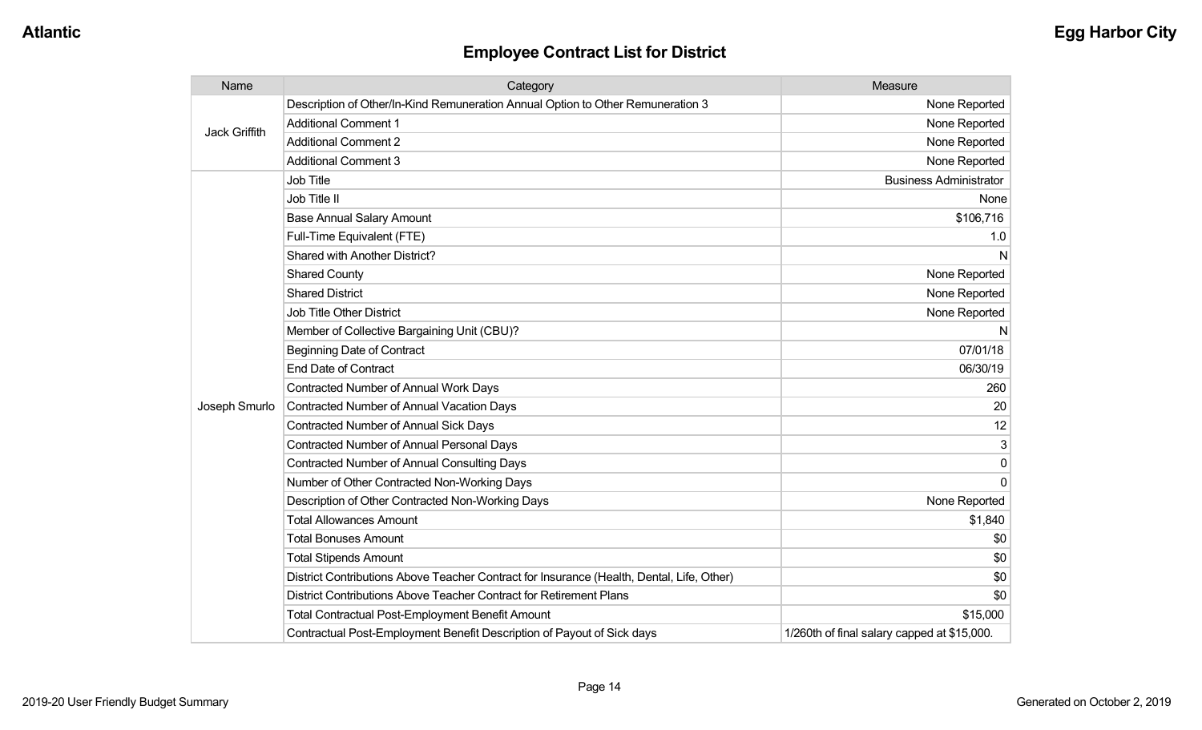## Employee Contract List for District

| Name | Category | Measure |
|---|---|---|
| Jack Griffith | Description of Other/In-Kind Remuneration Annual Option to Other Remuneration 3 | None Reported |
| | Additional Comment 1 | None Reported |
| | Additional Comment 2 | None Reported |
| | Additional Comment 3 | None Reported |
| Joseph Smurlo | Job Title | Business Administrator |
| | Job Title II | None |
| | Base Annual Salary Amount | $106,716 |
| | Full-Time Equivalent (FTE) | 1.0 |
| | Shared with Another District? | N |
| | Shared County | None Reported |
| | Shared District | None Reported |
| | Job Title Other District | None Reported |
| | Member of Collective Bargaining Unit (CBU)? | N |
| | Beginning Date of Contract | 07/01/18 |
| | End Date of Contract | 06/30/19 |
| | Contracted Number of Annual Work Days | 260 |
| | Contracted Number of Annual Vacation Days | 20 |
| | Contracted Number of Annual Sick Days | 12 |
| | Contracted Number of Annual Personal Days | 3 |
| | Contracted Number of Annual Consulting Days | 0 |
| | Number of Other Contracted Non-Working Days | 0 |
| | Description of Other Contracted Non-Working Days | None Reported |
| | Total Allowances Amount | $1,840 |
| | Total Bonuses Amount | $0 |
| | Total Stipends Amount | $0 |
| | District Contributions Above Teacher Contract for Insurance (Health, Dental, Life, Other) | $0 |
| | District Contributions Above Teacher Contract for Retirement Plans | $0 |
| | Total Contractual Post-Employment Benefit Amount | $15,000 |
| | Contractual Post-Employment Benefit Description of Payout of Sick days | 1/260th of final salary capped at $15,000. |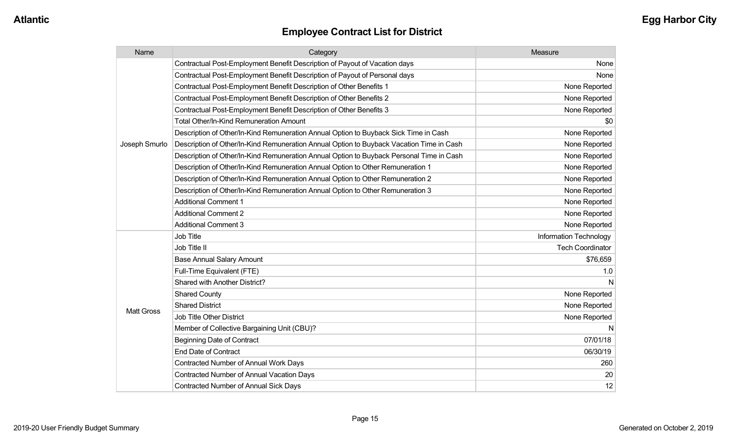## Employee Contract List for District

| Name | Category | Measure |
| --- | --- | --- |
| Joseph Smurlo | Contractual Post-Employment Benefit Description of Payout of Vacation days | None |
| | Contractual Post-Employment Benefit Description of Payout of Personal days | None |
| | Contractual Post-Employment Benefit Description of Other Benefits 1 | None Reported |
| | Contractual Post-Employment Benefit Description of Other Benefits 2 | None Reported |
| | Contractual Post-Employment Benefit Description of Other Benefits 3 | None Reported |
| | Total Other/In-Kind Remuneration Amount | $0 |
| | Description of Other/In-Kind Remuneration Annual Option to Buyback Sick Time in Cash | None Reported |
| | Description of Other/In-Kind Remuneration Annual Option to Buyback Vacation Time in Cash | None Reported |
| | Description of Other/In-Kind Remuneration Annual Option to Buyback Personal Time in Cash | None Reported |
| | Description of Other/In-Kind Remuneration Annual Option to Other Remuneration 1 | None Reported |
| | Description of Other/In-Kind Remuneration Annual Option to Other Remuneration 2 | None Reported |
| | Description of Other/In-Kind Remuneration Annual Option to Other Remuneration 3 | None Reported |
| | Additional Comment 1 | None Reported |
| | Additional Comment 2 | None Reported |
| | Additional Comment 3 | None Reported |
| Matt Gross | Job Title | Information Technology |
| | Job Title II | Tech Coordinator |
| | Base Annual Salary Amount | $76,659 |
| | Full-Time Equivalent (FTE) | 1.0 |
| | Shared with Another District? | N |
| | Shared County | None Reported |
| | Shared District | None Reported |
| | Job Title Other District | None Reported |
| | Member of Collective Bargaining Unit (CBU)? | N |
| | Beginning Date of Contract | 07/01/18 |
| | End Date of Contract | 06/30/19 |
| | Contracted Number of Annual Work Days | 260 |
| | Contracted Number of Annual Vacation Days | 20 |
| | Contracted Number of Annual Sick Days | 12 |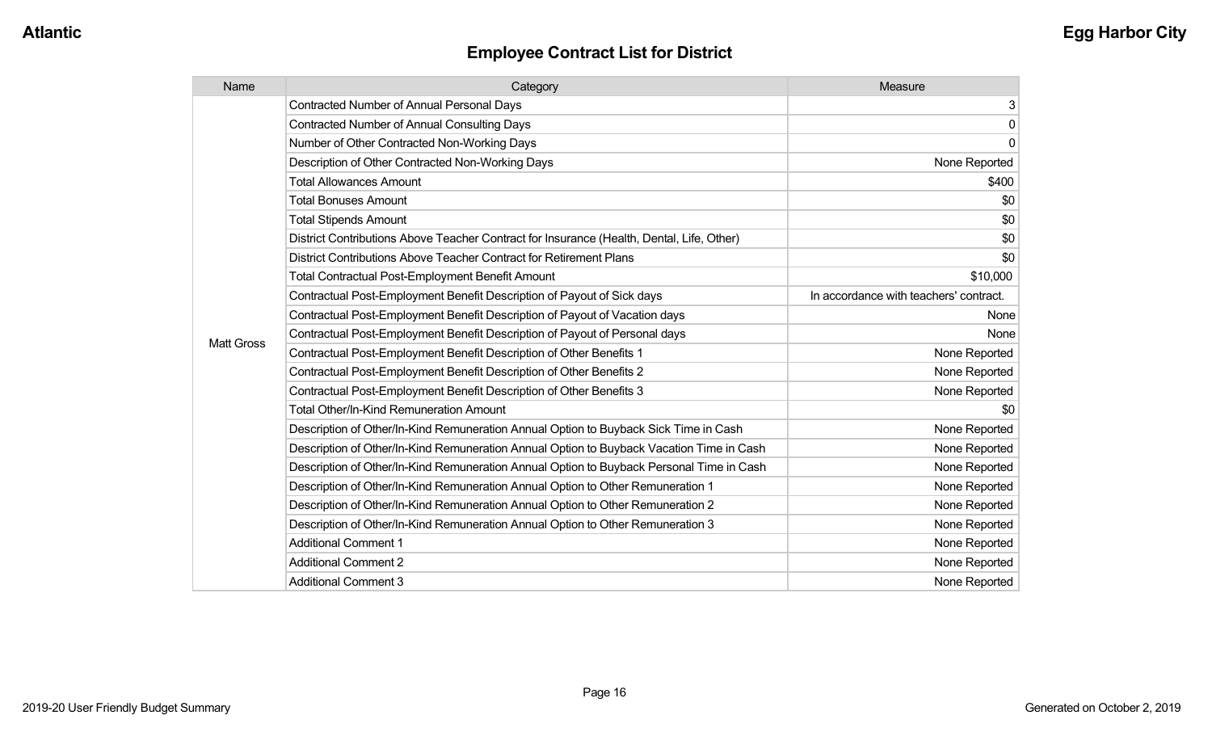## Employee Contract List for District

| Name | Category | Measure |
|---|---|---|
| Matt Gross | Contracted Number of Annual Personal Days | 3 |
| | Contracted Number of Annual Consulting Days | 0 |
| | Number of Other Contracted Non-Working Days | 0 |
| | Description of Other Contracted Non-Working Days | None Reported |
| | Total Allowances Amount | $400 |
| | Total Bonuses Amount | $0 |
| | Total Stipends Amount | $0 |
| | District Contributions Above Teacher Contract for Insurance (Health, Dental, Life, Other) | $0 |
| | District Contributions Above Teacher Contract for Retirement Plans | $0 |
| | Total Contractual Post-Employment Benefit Amount | $10,000 |
| | Contractual Post-Employment Benefit Description of Payout of Sick days | In accordance with teachers' contract. |
| | Contractual Post-Employment Benefit Description of Payout of Vacation days | None |
| | Contractual Post-Employment Benefit Description of Payout of Personal days | None |
| | Contractual Post-Employment Benefit Description of Other Benefits 1 | None Reported |
| | Contractual Post-Employment Benefit Description of Other Benefits 2 | None Reported |
| | Contractual Post-Employment Benefit Description of Other Benefits 3 | None Reported |
| | Total Other/In-Kind Remuneration Amount | $0 |
| | Description of Other/In-Kind Remuneration Annual Option to Buyback Sick Time in Cash | None Reported |
| | Description of Other/In-Kind Remuneration Annual Option to Buyback Vacation Time in Cash | None Reported |
| | Description of Other/In-Kind Remuneration Annual Option to Buyback Personal Time in Cash | None Reported |
| | Description of Other/In-Kind Remuneration Annual Option to Other Remuneration 1 | None Reported |
| | Description of Other/In-Kind Remuneration Annual Option to Other Remuneration 2 | None Reported |
| | Description of Other/In-Kind Remuneration Annual Option to Other Remuneration 3 | None Reported |
| | Additional Comment 1 | None Reported |
| | Additional Comment 2 | None Reported |
| | Additional Comment 3 | None Reported |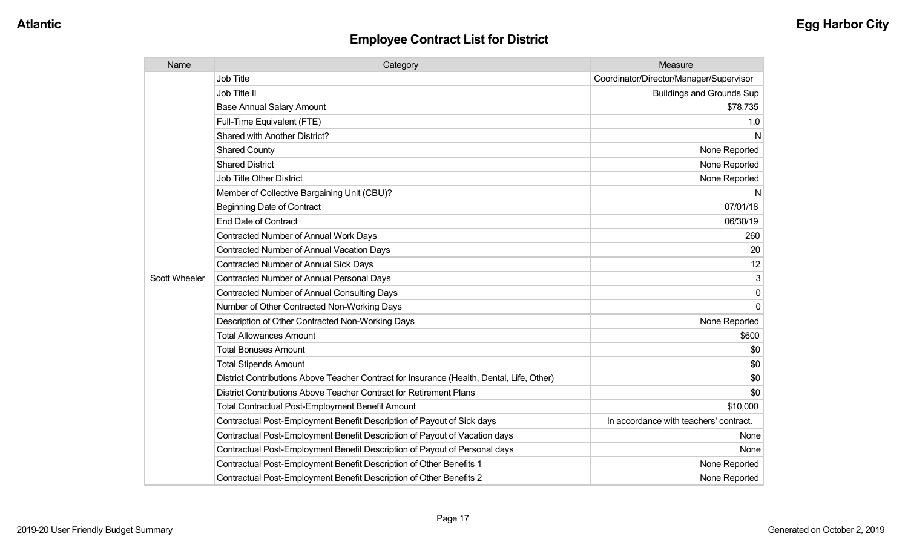## Employee Contract List for District

| Name | Category | Measure |
| --- | --- | --- |
| Scott Wheeler | Job Title | Coordinator/Director/Manager/Supervisor |
| | Job Title II | Buildings and Grounds Sup |
| | Base Annual Salary Amount | $78,735 |
| | Full-Time Equivalent (FTE) | 1.0 |
| | Shared with Another District? | N |
| | Shared County | None Reported |
| | Shared District | None Reported |
| | Job Title Other District | None Reported |
| | Member of Collective Bargaining Unit (CBU)? | N |
| | Beginning Date of Contract | 07/01/18 |
| | End Date of Contract | 06/30/19 |
| | Contracted Number of Annual Work Days | 260 |
| | Contracted Number of Annual Vacation Days | 20 |
| | Contracted Number of Annual Sick Days | 12 |
| | Contracted Number of Annual Personal Days | 3 |
| | Contracted Number of Annual Consulting Days | 0 |
| | Number of Other Contracted Non-Working Days | 0 |
| | Description of Other Contracted Non-Working Days | None Reported |
| | Total Allowances Amount | $600 |
| | Total Bonuses Amount | $0 |
| | Total Stipends Amount | $0 |
| | District Contributions Above Teacher Contract for Insurance (Health, Dental, Life, Other) | $0 |
| | District Contributions Above Teacher Contract for Retirement Plans | $0 |
| | Total Contractual Post-Employment Benefit Amount | $10,000 |
| | Contractual Post-Employment Benefit Description of Payout of Sick days | In accordance with teachers' contract. |
| | Contractual Post-Employment Benefit Description of Payout of Vacation days | None |
| | Contractual Post-Employment Benefit Description of Payout of Personal days | None |
| | Contractual Post-Employment Benefit Description of Other Benefits 1 | None Reported |
| | Contractual Post-Employment Benefit Description of Other Benefits 2 | None Reported |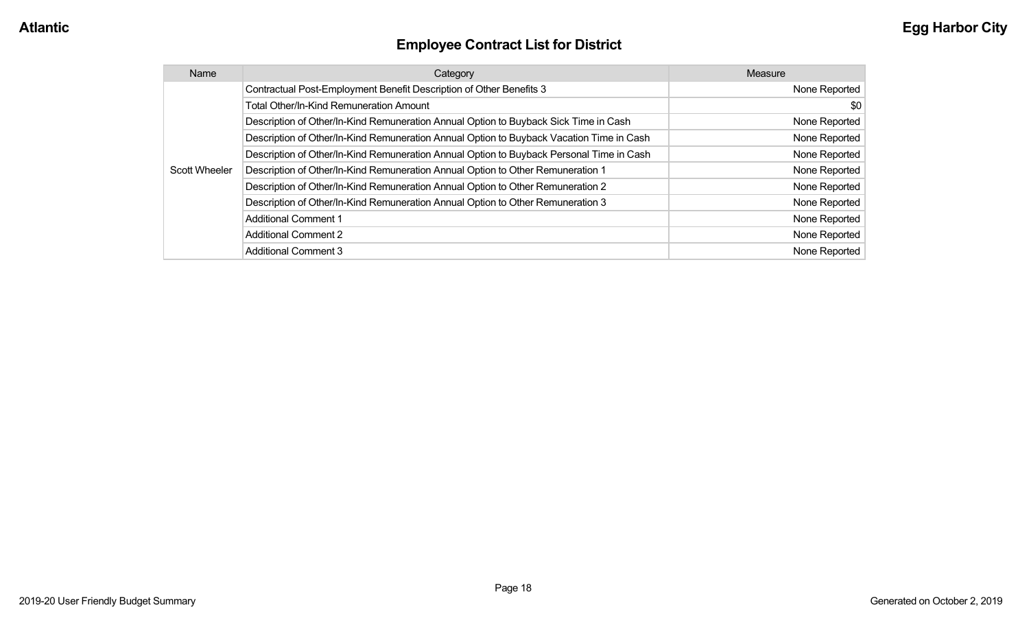## Employee Contract List for District

| Name | Category | Measure |
| --- | --- | --- |
| Scott Wheeler | Contractual Post-Employment Benefit Description of Other Benefits 3 | None Reported |
| | Total Other/In-Kind Remuneration Amount | $0 |
| | Description of Other/In-Kind Remuneration Annual Option to Buyback Sick Time in Cash | None Reported |
| | Description of Other/In-Kind Remuneration Annual Option to Buyback Vacation Time in Cash | None Reported |
| | Description of Other/In-Kind Remuneration Annual Option to Buyback Personal Time in Cash | None Reported |
| | Description of Other/In-Kind Remuneration Annual Option to Other Remuneration 1 | None Reported |
| | Description of Other/In-Kind Remuneration Annual Option to Other Remuneration 2 | None Reported |
| | Description of Other/In-Kind Remuneration Annual Option to Other Remuneration 3 | None Reported |
| | Additional Comment 1 | None Reported |
| | Additional Comment 2 | None Reported |
| | Additional Comment 3 | None Reported |